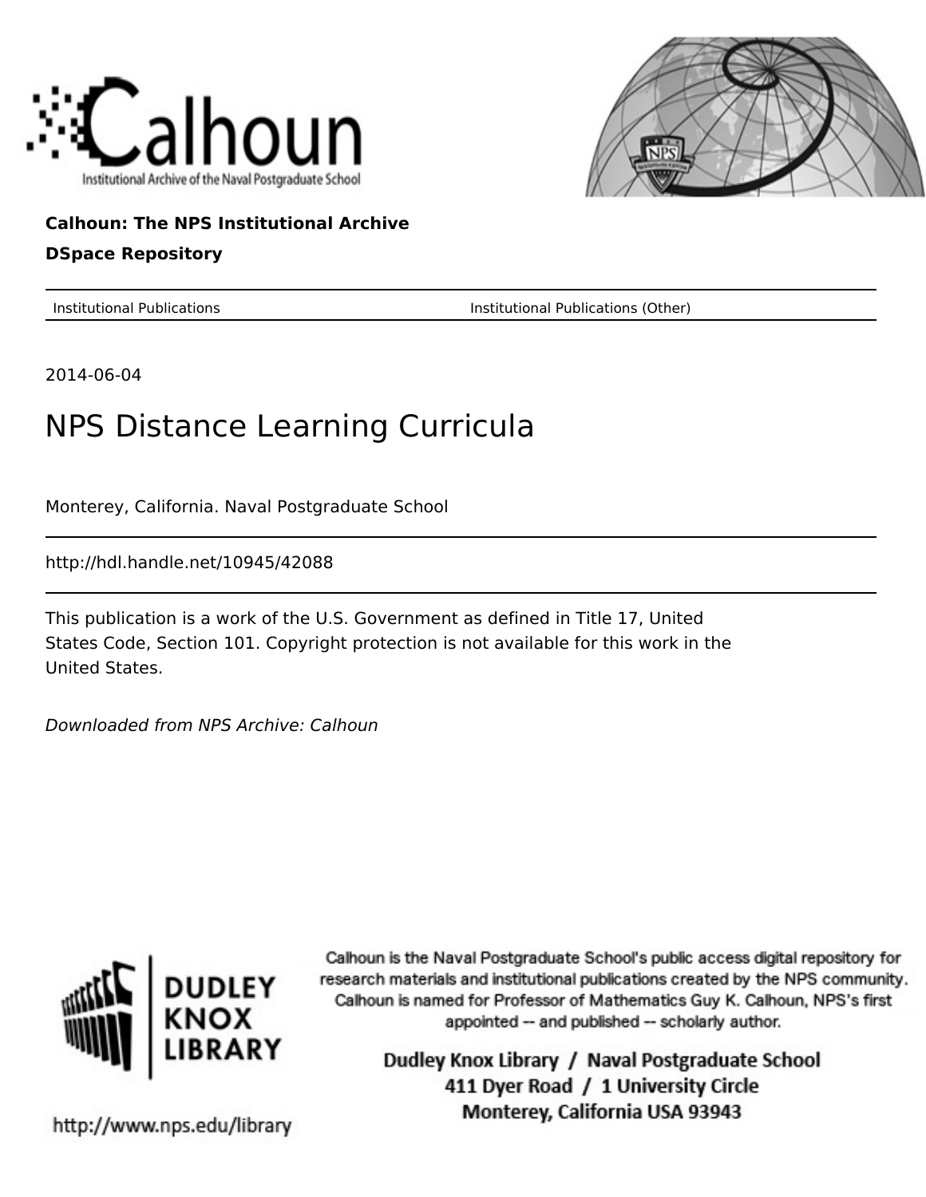Calhoun

Institutional Archive of the Naval Postgraduate School

**Calhoun: The NPS Institutional Archive**

**DSpace Repository**

| Institutional Publications | Institutional Publications (Other) |
|---|---|

2014-06-04

# NPS Distance Learning Curricula

Monterey, California. Naval Postgraduate School

http://hdl.handle.net/10945/42088

This publication is a work of the U.S. Government as defined in Title 17, United States Code, Section 101. Copyright protection is not available for this work in the United States.

*Downloaded from NPS Archive: Calhoun*

DUDLEY KNOX LIBRARY

http://www.nps.edu/library

Calhoun is the Naval Postgraduate School's public access digital repository for research materials and institutional publications created by the NPS community. Calhoun is named for Professor of Mathematics Guy K. Calhoun, NPS's first appointed -- and published -- scholarly author.

Dudley Knox Library / Naval Postgraduate School
411 Dyer Road / 1 University Circle
Monterey, California USA 93943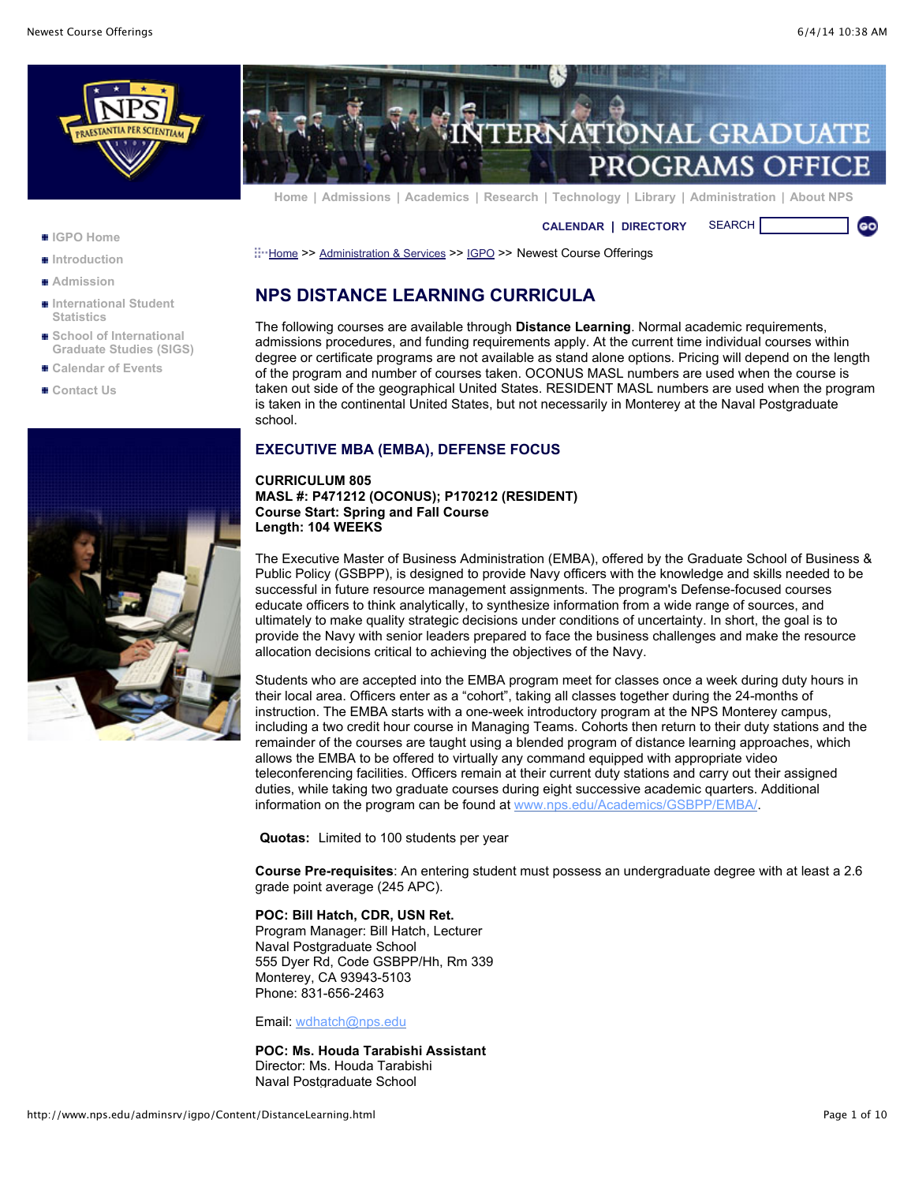Home | Admissions | Academics | Research | Technology | Library | Administration | About NPS

CALENDAR | DIRECTORY SEARCH

- IGPO Home
- Introduction
- Admission
- International Student Statistics
- School of International Graduate Studies (SIGS)
- Calendar of Events
- Contact Us

Home >> Administration & Services >> IGPO >> Newest Course Offerings

# NPS DISTANCE LEARNING CURRICULA

The following courses are available through **Distance Learning**. Normal academic requirements, admissions procedures, and funding requirements apply. At the current time individual courses within degree or certificate programs are not available as stand alone options. Pricing will depend on the length of the program and number of courses taken. OCONUS MASL numbers are used when the course is taken out side of the geographical United States. RESIDENT MASL numbers are used when the program is taken in the continental United States, but not necessarily in Monterey at the Naval Postgraduate school.

## EXECUTIVE MBA (EMBA), DEFENSE FOCUS

**CURRICULUM 805**
**MASL #: P471212 (OCONUS); P170212 (RESIDENT)**
**Course Start: Spring and Fall Course**
**Length: 104 WEEKS**

The Executive Master of Business Administration (EMBA), offered by the Graduate School of Business & Public Policy (GSBPP), is designed to provide Navy officers with the knowledge and skills needed to be successful in future resource management assignments. The program's Defense-focused courses educate officers to think analytically, to synthesize information from a wide range of sources, and ultimately to make quality strategic decisions under conditions of uncertainty. In short, the goal is to provide the Navy with senior leaders prepared to face the business challenges and make the resource allocation decisions critical to achieving the objectives of the Navy.

Students who are accepted into the EMBA program meet for classes once a week during duty hours in their local area. Officers enter as a "cohort", taking all classes together during the 24-months of instruction. The EMBA starts with a one-week introductory program at the NPS Monterey campus, including a two credit hour course in Managing Teams. Cohorts then return to their duty stations and the remainder of the courses are taught using a blended program of distance learning approaches, which allows the EMBA to be offered to virtually any command equipped with appropriate video teleconferencing facilities. Officers remain at their current duty stations and carry out their assigned duties, while taking two graduate courses during eight successive academic quarters. Additional information on the program can be found at www.nps.edu/Academics/GSBPP/EMBA/.

**Quotas:** Limited to 100 students per year

**Course Pre-requisites**: An entering student must possess an undergraduate degree with at least a 2.6 grade point average (245 APC).

**POC: Bill Hatch, CDR, USN Ret.**
Program Manager: Bill Hatch, Lecturer
Naval Postgraduate School
555 Dyer Rd, Code GSBPP/Hh, Rm 339
Monterey, CA 93943-5103
Phone: 831-656-2463

Email: wdhatch@nps.edu

**POC: Ms. Houda Tarabishi Assistant**
Director: Ms. Houda Tarabishi
Naval Postgraduate School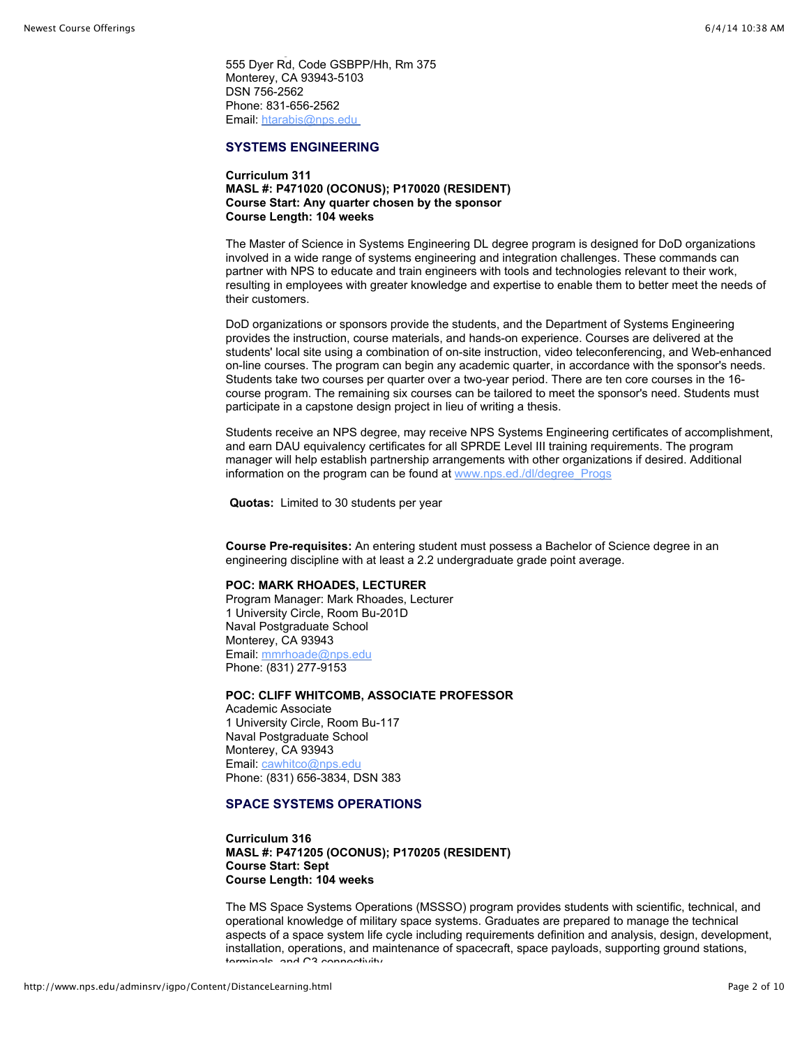555 Dyer Rd, Code GSBPP/Hh, Rm 375
Monterey, CA 93943-5103
DSN 756-2562
Phone: 831-656-2562
Email: htarabis@nps.edu

## SYSTEMS ENGINEERING

**Curriculum 311**
**MASL #: P471020 (OCONUS); P170020 (RESIDENT)**
**Course Start: Any quarter chosen by the sponsor**
**Course Length: 104 weeks**

The Master of Science in Systems Engineering DL degree program is designed for DoD organizations involved in a wide range of systems engineering and integration challenges. These commands can partner with NPS to educate and train engineers with tools and technologies relevant to their work, resulting in employees with greater knowledge and expertise to enable them to better meet the needs of their customers.

DoD organizations or sponsors provide the students, and the Department of Systems Engineering provides the instruction, course materials, and hands-on experience. Courses are delivered at the students' local site using a combination of on-site instruction, video teleconferencing, and Web-enhanced on-line courses. The program can begin any academic quarter, in accordance with the sponsor's needs. Students take two courses per quarter over a two-year period. There are ten core courses in the 16-course program. The remaining six courses can be tailored to meet the sponsor's need. Students must participate in a capstone design project in lieu of writing a thesis.

Students receive an NPS degree, may receive NPS Systems Engineering certificates of accomplishment, and earn DAU equivalency certificates for all SPRDE Level III training requirements. The program manager will help establish partnership arrangements with other organizations if desired. Additional information on the program can be found at www.nps.ed./dl/degree_Progs

**Quotas:** Limited to 30 students per year

**Course Pre-requisites:** An entering student must possess a Bachelor of Science degree in an engineering discipline with at least a 2.2 undergraduate grade point average.

**POC: MARK RHOADES, LECTURER**
Program Manager: Mark Rhoades, Lecturer
1 University Circle, Room Bu-201D
Naval Postgraduate School
Monterey, CA 93943
Email: mmrhoade@nps.edu
Phone: (831) 277-9153

**POC: CLIFF WHITCOMB, ASSOCIATE PROFESSOR**
Academic Associate
1 University Circle, Room Bu-117
Naval Postgraduate School
Monterey, CA 93943
Email: cawhitco@nps.edu
Phone: (831) 656-3834, DSN 383

## SPACE SYSTEMS OPERATIONS

**Curriculum 316**
**MASL #: P471205 (OCONUS); P170205 (RESIDENT)**
**Course Start: Sept**
**Course Length: 104 weeks**

The MS Space Systems Operations (MSSSO) program provides students with scientific, technical, and operational knowledge of military space systems. Graduates are prepared to manage the technical aspects of a space system life cycle including requirements definition and analysis, design, development, installation, operations, and maintenance of spacecraft, space payloads, supporting ground stations, terminals, and C3 connectivity.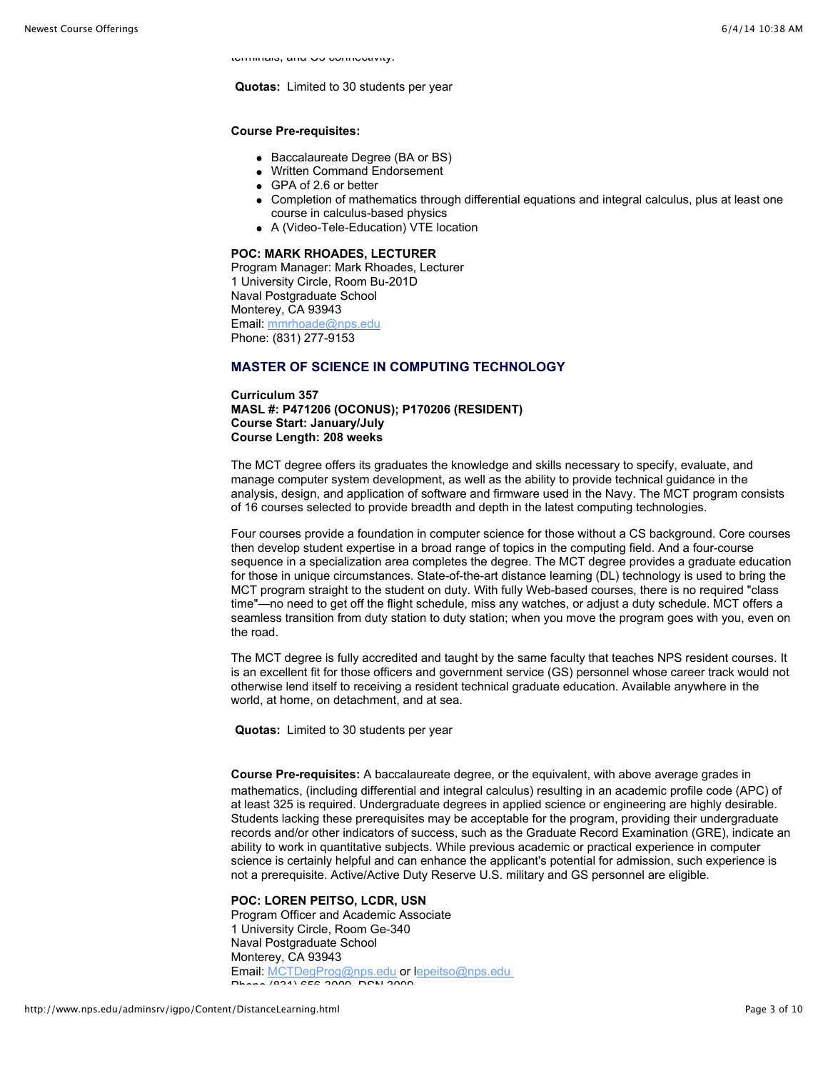terminals, and GS connectivity.

**Quotas:** Limited to 30 students per year

**Course Pre-requisites:**

- Baccalaureate Degree (BA or BS)
- Written Command Endorsement
- GPA of 2.6 or better
- Completion of mathematics through differential equations and integral calculus, plus at least one course in calculus-based physics
- A (Video-Tele-Education) VTE location

**POC: MARK RHOADES, LECTURER**
Program Manager: Mark Rhoades, Lecturer
1 University Circle, Room Bu-201D
Naval Postgraduate School
Monterey, CA 93943
Email: mmrhoade@nps.edu
Phone: (831) 277-9153

### MASTER OF SCIENCE IN COMPUTING TECHNOLOGY

**Curriculum 357**
**MASL #: P471206 (OCONUS); P170206 (RESIDENT)**
**Course Start: January/July**
**Course Length: 208 weeks**

The MCT degree offers its graduates the knowledge and skills necessary to specify, evaluate, and manage computer system development, as well as the ability to provide technical guidance in the analysis, design, and application of software and firmware used in the Navy. The MCT program consists of 16 courses selected to provide breadth and depth in the latest computing technologies.

Four courses provide a foundation in computer science for those without a CS background. Core courses then develop student expertise in a broad range of topics in the computing field. And a four-course sequence in a specialization area completes the degree. The MCT degree provides a graduate education for those in unique circumstances. State-of-the-art distance learning (DL) technology is used to bring the MCT program straight to the student on duty. With fully Web-based courses, there is no required "class time"—no need to get off the flight schedule, miss any watches, or adjust a duty schedule. MCT offers a seamless transition from duty station to duty station; when you move the program goes with you, even on the road.

The MCT degree is fully accredited and taught by the same faculty that teaches NPS resident courses. It is an excellent fit for those officers and government service (GS) personnel whose career track would not otherwise lend itself to receiving a resident technical graduate education. Available anywhere in the world, at home, on detachment, and at sea.

**Quotas:** Limited to 30 students per year

**Course Pre-requisites:** A baccalaureate degree, or the equivalent, with above average grades in mathematics, (including differential and integral calculus) resulting in an academic profile code (APC) of at least 325 is required. Undergraduate degrees in applied science or engineering are highly desirable. Students lacking these prerequisites may be acceptable for the program, providing their undergraduate records and/or other indicators of success, such as the Graduate Record Examination (GRE), indicate an ability to work in quantitative subjects. While previous academic or practical experience in computer science is certainly helpful and can enhance the applicant's potential for admission, such experience is not a prerequisite. Active/Active Duty Reserve U.S. military and GS personnel are eligible.

**POC: LOREN PEITSO, LCDR, USN**
Program Officer and Academic Associate
1 University Circle, Room Ge-340
Naval Postgraduate School
Monterey, CA 93943
Email: MCTDegProg@nps.edu or lepeitso@nps.edu
Phone (831) 656-3000, DSN 3000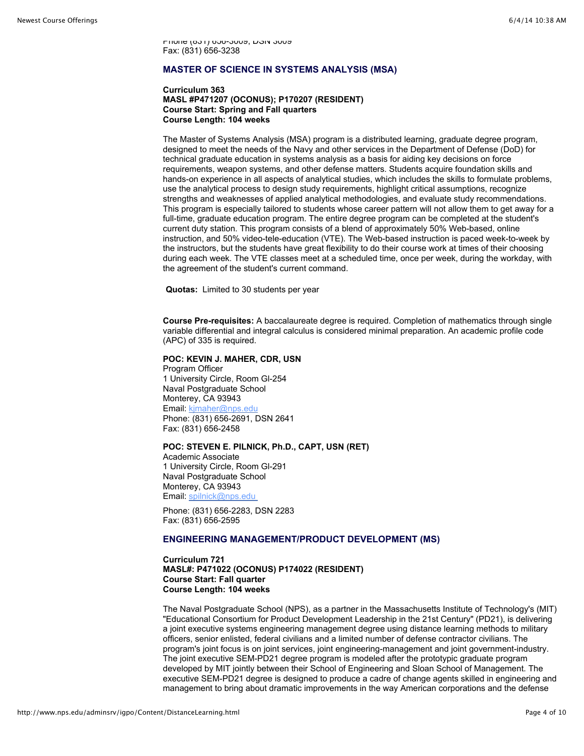Phone (831) 656-3009, DSN 3009
Fax: (831) 656-3238

## MASTER OF SCIENCE IN SYSTEMS ANALYSIS (MSA)

**Curriculum 363**
**MASL #P471207 (OCONUS); P170207 (RESIDENT)**
**Course Start: Spring and Fall quarters**
**Course Length: 104 weeks**

The Master of Systems Analysis (MSA) program is a distributed learning, graduate degree program, designed to meet the needs of the Navy and other services in the Department of Defense (DoD) for technical graduate education in systems analysis as a basis for aiding key decisions on force requirements, weapon systems, and other defense matters. Students acquire foundation skills and hands-on experience in all aspects of analytical studies, which includes the skills to formulate problems, use the analytical process to design study requirements, highlight critical assumptions, recognize strengths and weaknesses of applied analytical methodologies, and evaluate study recommendations. This program is especially tailored to students whose career pattern will not allow them to get away for a full-time, graduate education program. The entire degree program can be completed at the student's current duty station. This program consists of a blend of approximately 50% Web-based, online instruction, and 50% video-tele-education (VTE). The Web-based instruction is paced week-to-week by the instructors, but the students have great flexibility to do their course work at times of their choosing during each week. The VTE classes meet at a scheduled time, once per week, during the workday, with the agreement of the student's current command.

**Quotas:** Limited to 30 students per year

**Course Pre-requisites:** A baccalaureate degree is required. Completion of mathematics through single variable differential and integral calculus is considered minimal preparation. An academic profile code (APC) of 335 is required.

**POC: KEVIN J. MAHER, CDR, USN**
Program Officer
1 University Circle, Room Gl-254
Naval Postgraduate School
Monterey, CA 93943
Email: kjmaher@nps.edu
Phone: (831) 656-2691, DSN 2641
Fax: (831) 656-2458

**POC: STEVEN E. PILNICK, Ph.D., CAPT, USN (RET)**
Academic Associate
1 University Circle, Room Gl-291
Naval Postgraduate School
Monterey, CA 93943
Email: spilnick@nps.edu

Phone: (831) 656-2283, DSN 2283
Fax: (831) 656-2595

## ENGINEERING MANAGEMENT/PRODUCT DEVELOPMENT (MS)

**Curriculum 721**
**MASL#: P471022 (OCONUS) P174022 (RESIDENT)**
**Course Start: Fall quarter**
**Course Length: 104 weeks**

The Naval Postgraduate School (NPS), as a partner in the Massachusetts Institute of Technology's (MIT) "Educational Consortium for Product Development Leadership in the 21st Century" (PD21), is delivering a joint executive systems engineering management degree using distance learning methods to military officers, senior enlisted, federal civilians and a limited number of defense contractor civilians. The program's joint focus is on joint services, joint engineering-management and joint government-industry. The joint executive SEM-PD21 degree program is modeled after the prototypic graduate program developed by MIT jointly between their School of Engineering and Sloan School of Management. The executive SEM-PD21 degree is designed to produce a cadre of change agents skilled in engineering and management to bring about dramatic improvements in the way American corporations and the defense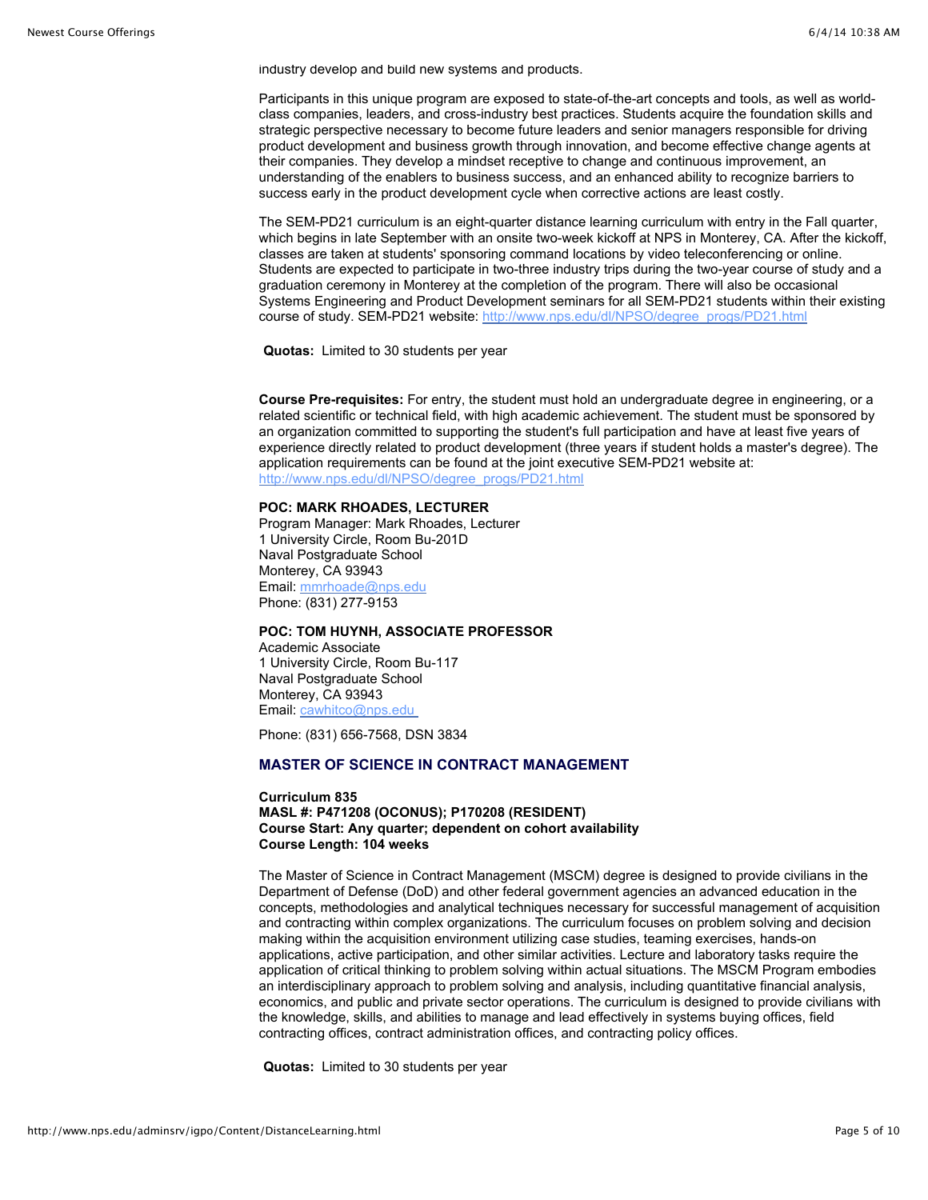industry develop and build new systems and products.

Participants in this unique program are exposed to state-of-the-art concepts and tools, as well as world-class companies, leaders, and cross-industry best practices. Students acquire the foundation skills and strategic perspective necessary to become future leaders and senior managers responsible for driving product development and business growth through innovation, and become effective change agents at their companies. They develop a mindset receptive to change and continuous improvement, an understanding of the enablers to business success, and an enhanced ability to recognize barriers to success early in the product development cycle when corrective actions are least costly.

The SEM-PD21 curriculum is an eight-quarter distance learning curriculum with entry in the Fall quarter, which begins in late September with an onsite two-week kickoff at NPS in Monterey, CA. After the kickoff, classes are taken at students' sponsoring command locations by video teleconferencing or online. Students are expected to participate in two-three industry trips during the two-year course of study and a graduation ceremony in Monterey at the completion of the program. There will also be occasional Systems Engineering and Product Development seminars for all SEM-PD21 students within their existing course of study. SEM-PD21 website: http://www.nps.edu/dl/NPSO/degree_progs/PD21.html

**Quotas:** Limited to 30 students per year

**Course Pre-requisites:** For entry, the student must hold an undergraduate degree in engineering, or a related scientific or technical field, with high academic achievement. The student must be sponsored by an organization committed to supporting the student's full participation and have at least five years of experience directly related to product development (three years if student holds a master's degree). The application requirements can be found at the joint executive SEM-PD21 website at: http://www.nps.edu/dl/NPSO/degree_progs/PD21.html

**POC: MARK RHOADES, LECTURER**
Program Manager: Mark Rhoades, Lecturer
1 University Circle, Room Bu-201D
Naval Postgraduate School
Monterey, CA 93943
Email: mmrhoade@nps.edu
Phone: (831) 277-9153

**POC: TOM HUYNH, ASSOCIATE PROFESSOR**
Academic Associate
1 University Circle, Room Bu-117
Naval Postgraduate School
Monterey, CA 93943
Email: cawhitco@nps.edu

Phone: (831) 656-7568, DSN 3834

### MASTER OF SCIENCE IN CONTRACT MANAGEMENT

**Curriculum 835**
**MASL #: P471208 (OCONUS); P170208 (RESIDENT)**
**Course Start: Any quarter; dependent on cohort availability**
**Course Length: 104 weeks**

The Master of Science in Contract Management (MSCM) degree is designed to provide civilians in the Department of Defense (DoD) and other federal government agencies an advanced education in the concepts, methodologies and analytical techniques necessary for successful management of acquisition and contracting within complex organizations. The curriculum focuses on problem solving and decision making within the acquisition environment utilizing case studies, teaming exercises, hands-on applications, active participation, and other similar activities. Lecture and laboratory tasks require the application of critical thinking to problem solving within actual situations. The MSCM Program embodies an interdisciplinary approach to problem solving and analysis, including quantitative financial analysis, economics, and public and private sector operations. The curriculum is designed to provide civilians with the knowledge, skills, and abilities to manage and lead effectively in systems buying offices, field contracting offices, contract administration offices, and contracting policy offices.

**Quotas:** Limited to 30 students per year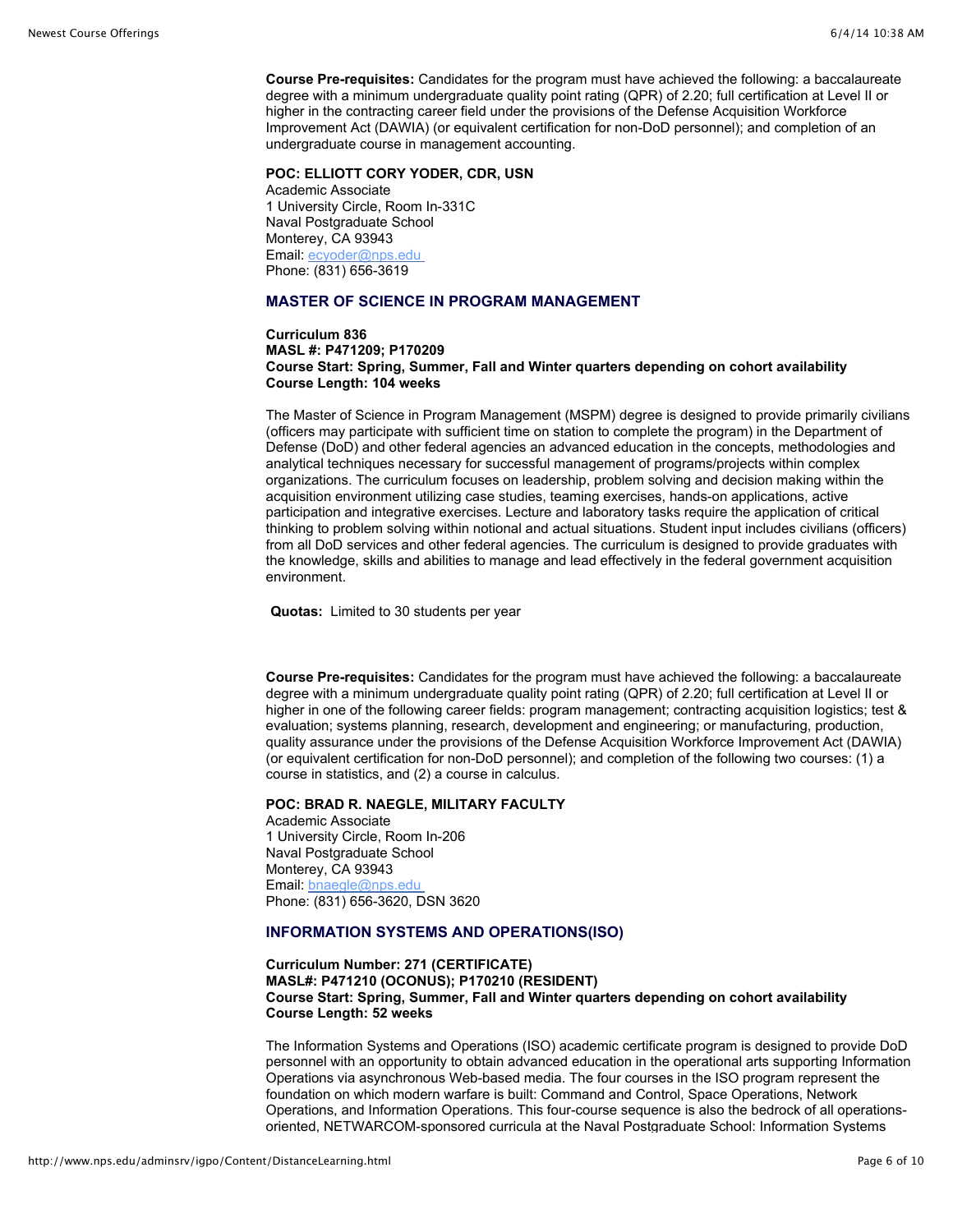**Course Pre-requisites:** Candidates for the program must have achieved the following: a baccalaureate degree with a minimum undergraduate quality point rating (QPR) of 2.20; full certification at Level II or higher in the contracting career field under the provisions of the Defense Acquisition Workforce Improvement Act (DAWIA) (or equivalent certification for non-DoD personnel); and completion of an undergraduate course in management accounting.

**POC: ELLIOTT CORY YODER, CDR, USN**
Academic Associate
1 University Circle, Room In-331C
Naval Postgraduate School
Monterey, CA 93943
Email: ecyoder@nps.edu
Phone: (831) 656-3619

### MASTER OF SCIENCE IN PROGRAM MANAGEMENT

**Curriculum 836**
**MASL #: P471209; P170209**
**Course Start: Spring, Summer, Fall and Winter quarters depending on cohort availability**
**Course Length: 104 weeks**

The Master of Science in Program Management (MSPM) degree is designed to provide primarily civilians (officers may participate with sufficient time on station to complete the program) in the Department of Defense (DoD) and other federal agencies an advanced education in the concepts, methodologies and analytical techniques necessary for successful management of programs/projects within complex organizations. The curriculum focuses on leadership, problem solving and decision making within the acquisition environment utilizing case studies, teaming exercises, hands-on applications, active participation and integrative exercises. Lecture and laboratory tasks require the application of critical thinking to problem solving within notional and actual situations. Student input includes civilians (officers) from all DoD services and other federal agencies. The curriculum is designed to provide graduates with the knowledge, skills and abilities to manage and lead effectively in the federal government acquisition environment.

**Quotas:** Limited to 30 students per year

**Course Pre-requisites:** Candidates for the program must have achieved the following: a baccalaureate degree with a minimum undergraduate quality point rating (QPR) of 2.20; full certification at Level II or higher in one of the following career fields: program management; contracting acquisition logistics; test & evaluation; systems planning, research, development and engineering; or manufacturing, production, quality assurance under the provisions of the Defense Acquisition Workforce Improvement Act (DAWIA) (or equivalent certification for non-DoD personnel); and completion of the following two courses: (1) a course in statistics, and (2) a course in calculus.

**POC: BRAD R. NAEGLE, MILITARY FACULTY**
Academic Associate
1 University Circle, Room In-206
Naval Postgraduate School
Monterey, CA 93943
Email: bnaegle@nps.edu
Phone: (831) 656-3620, DSN 3620

### INFORMATION SYSTEMS AND OPERATIONS(ISO)

**Curriculum Number: 271 (CERTIFICATE)**
**MASL#: P471210 (OCONUS); P170210 (RESIDENT)**
**Course Start: Spring, Summer, Fall and Winter quarters depending on cohort availability**
**Course Length: 52 weeks**

The Information Systems and Operations (ISO) academic certificate program is designed to provide DoD personnel with an opportunity to obtain advanced education in the operational arts supporting Information Operations via asynchronous Web-based media. The four courses in the ISO program represent the foundation on which modern warfare is built: Command and Control, Space Operations, Network Operations, and Information Operations. This four-course sequence is also the bedrock of all operations-oriented, NETWARCOM-sponsored curricula at the Naval Postgraduate School: Information Systems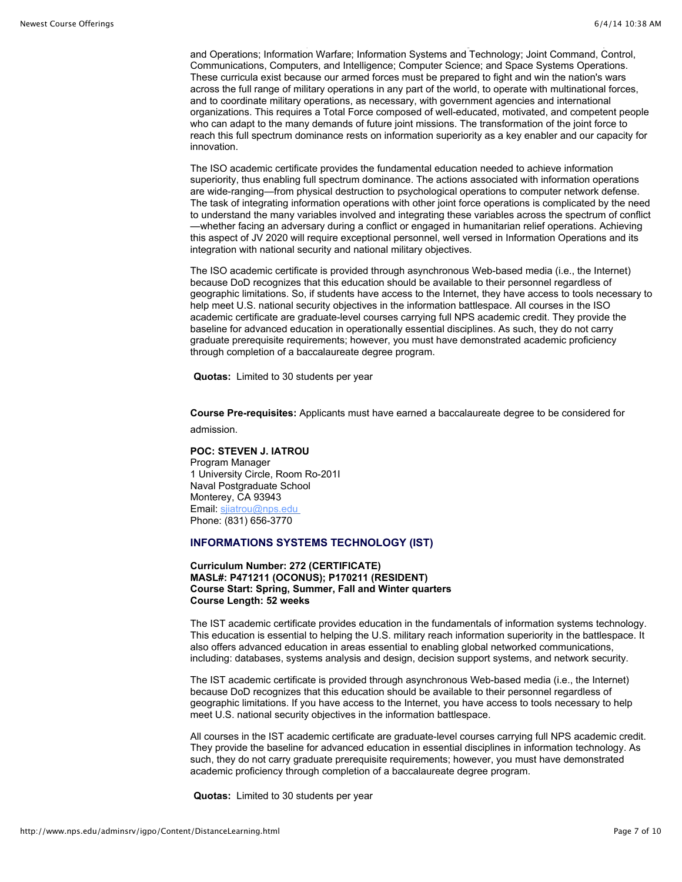and Operations; Information Warfare; Information Systems and Technology; Joint Command, Control, Communications, Computers, and Intelligence; Computer Science; and Space Systems Operations. These curricula exist because our armed forces must be prepared to fight and win the nation's wars across the full range of military operations in any part of the world, to operate with multinational forces, and to coordinate military operations, as necessary, with government agencies and international organizations. This requires a Total Force composed of well-educated, motivated, and competent people who can adapt to the many demands of future joint missions. The transformation of the joint force to reach this full spectrum dominance rests on information superiority as a key enabler and our capacity for innovation.

The ISO academic certificate provides the fundamental education needed to achieve information superiority, thus enabling full spectrum dominance. The actions associated with information operations are wide-ranging—from physical destruction to psychological operations to computer network defense. The task of integrating information operations with other joint force operations is complicated by the need to understand the many variables involved and integrating these variables across the spectrum of conflict—whether facing an adversary during a conflict or engaged in humanitarian relief operations. Achieving this aspect of JV 2020 will require exceptional personnel, well versed in Information Operations and its integration with national security and national military objectives.

The ISO academic certificate is provided through asynchronous Web-based media (i.e., the Internet) because DoD recognizes that this education should be available to their personnel regardless of geographic limitations. So, if students have access to the Internet, they have access to tools necessary to help meet U.S. national security objectives in the information battlespace. All courses in the ISO academic certificate are graduate-level courses carrying full NPS academic credit. They provide the baseline for advanced education in operationally essential disciplines. As such, they do not carry graduate prerequisite requirements; however, you must have demonstrated academic proficiency through completion of a baccalaureate degree program.

**Quotas:** Limited to 30 students per year

**Course Pre-requisites:** Applicants must have earned a baccalaureate degree to be considered for admission.

**POC: STEVEN J. IATROU**
Program Manager
1 University Circle, Room Ro-201I
Naval Postgraduate School
Monterey, CA 93943
Email: sjiatrou@nps.edu
Phone: (831) 656-3770

## INFORMATIONS SYSTEMS TECHNOLOGY (IST)

**Curriculum Number: 272 (CERTIFICATE)**
**MASL#: P471211 (OCONUS); P170211 (RESIDENT)**
**Course Start: Spring, Summer, Fall and Winter quarters**
**Course Length: 52 weeks**

The IST academic certificate provides education in the fundamentals of information systems technology. This education is essential to helping the U.S. military reach information superiority in the battlespace. It also offers advanced education in areas essential to enabling global networked communications, including: databases, systems analysis and design, decision support systems, and network security.

The IST academic certificate is provided through asynchronous Web-based media (i.e., the Internet) because DoD recognizes that this education should be available to their personnel regardless of geographic limitations. If you have access to the Internet, you have access to tools necessary to help meet U.S. national security objectives in the information battlespace.

All courses in the IST academic certificate are graduate-level courses carrying full NPS academic credit. They provide the baseline for advanced education in essential disciplines in information technology. As such, they do not carry graduate prerequisite requirements; however, you must have demonstrated academic proficiency through completion of a baccalaureate degree program.

**Quotas:** Limited to 30 students per year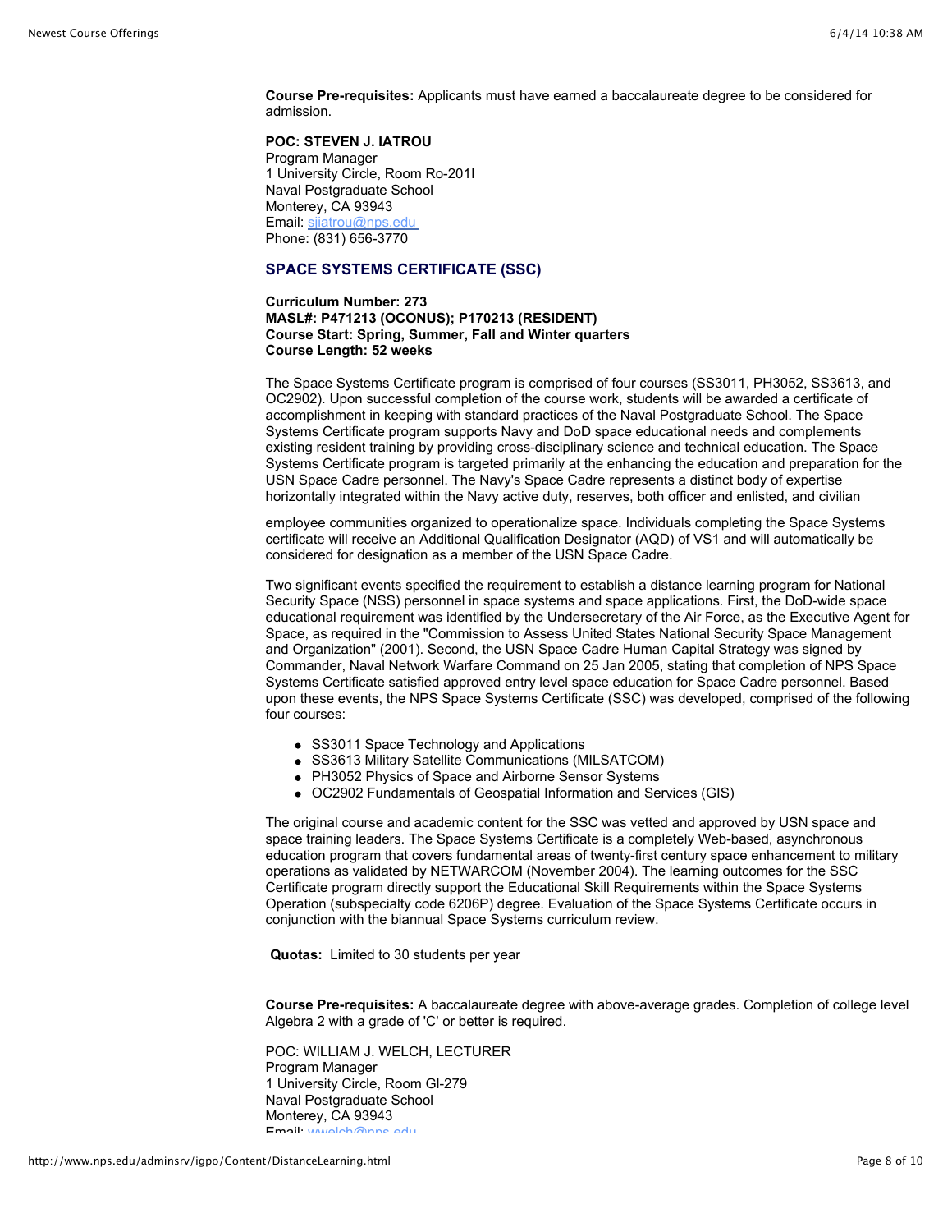**Course Pre-requisites:** Applicants must have earned a baccalaureate degree to be considered for admission.

**POC: STEVEN J. IATROU**
Program Manager
1 University Circle, Room Ro-201I
Naval Postgraduate School
Monterey, CA 93943
Email: sjiatrou@nps.edu
Phone: (831) 656-3770

### SPACE SYSTEMS CERTIFICATE (SSC)

**Curriculum Number: 273**
**MASL#: P471213 (OCONUS); P170213 (RESIDENT)**
**Course Start: Spring, Summer, Fall and Winter quarters**
**Course Length: 52 weeks**

The Space Systems Certificate program is comprised of four courses (SS3011, PH3052, SS3613, and OC2902). Upon successful completion of the course work, students will be awarded a certificate of accomplishment in keeping with standard practices of the Naval Postgraduate School. The Space Systems Certificate program supports Navy and DoD space educational needs and complements existing resident training by providing cross-disciplinary science and technical education. The Space Systems Certificate program is targeted primarily at the enhancing the education and preparation for the USN Space Cadre personnel. The Navy's Space Cadre represents a distinct body of expertise horizontally integrated within the Navy active duty, reserves, both officer and enlisted, and civilian employee communities organized to operationalize space. Individuals completing the Space Systems certificate will receive an Additional Qualification Designator (AQD) of VS1 and will automatically be considered for designation as a member of the USN Space Cadre.

Two significant events specified the requirement to establish a distance learning program for National Security Space (NSS) personnel in space systems and space applications. First, the DoD-wide space educational requirement was identified by the Undersecretary of the Air Force, as the Executive Agent for Space, as required in the "Commission to Assess United States National Security Space Management and Organization" (2001). Second, the USN Space Cadre Human Capital Strategy was signed by Commander, Naval Network Warfare Command on 25 Jan 2005, stating that completion of NPS Space Systems Certificate satisfied approved entry level space education for Space Cadre personnel. Based upon these events, the NPS Space Systems Certificate (SSC) was developed, comprised of the following four courses:

- SS3011 Space Technology and Applications
- SS3613 Military Satellite Communications (MILSATCOM)
- PH3052 Physics of Space and Airborne Sensor Systems
- OC2902 Fundamentals of Geospatial Information and Services (GIS)

The original course and academic content for the SSC was vetted and approved by USN space and space training leaders. The Space Systems Certificate is a completely Web-based, asynchronous education program that covers fundamental areas of twenty-first century space enhancement to military operations as validated by NETWARCOM (November 2004). The learning outcomes for the SSC Certificate program directly support the Educational Skill Requirements within the Space Systems Operation (subspecialty code 6206P) degree. Evaluation of the Space Systems Certificate occurs in conjunction with the biannual Space Systems curriculum review.

**Quotas:** Limited to 30 students per year

**Course Pre-requisites:** A baccalaureate degree with above-average grades. Completion of college level Algebra 2 with a grade of 'C' or better is required.

POC: WILLIAM J. WELCH, LECTURER
Program Manager
1 University Circle, Room GI-279
Naval Postgraduate School
Monterey, CA 93943
Email: wwelch@nps.edu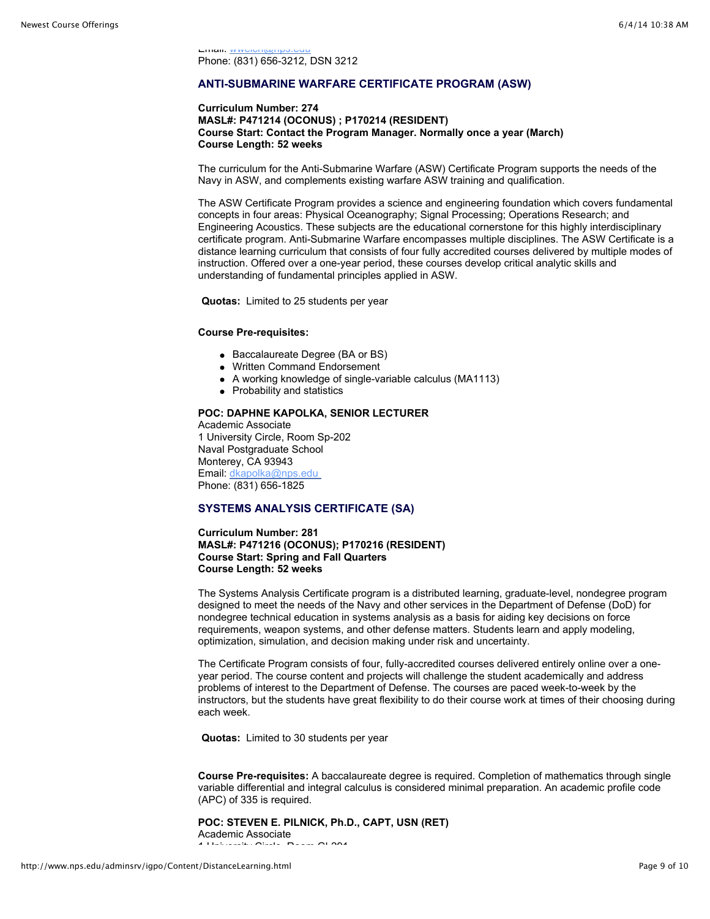Email: wwelch@nps.edu
Phone: (831) 656-3212, DSN 3212

### ANTI-SUBMARINE WARFARE CERTIFICATE PROGRAM (ASW)

**Curriculum Number: 274**
**MASL#: P471214 (OCONUS) ; P170214 (RESIDENT)**
**Course Start: Contact the Program Manager. Normally once a year (March)**
**Course Length: 52 weeks**

The curriculum for the Anti-Submarine Warfare (ASW) Certificate Program supports the needs of the Navy in ASW, and complements existing warfare ASW training and qualification.

The ASW Certificate Program provides a science and engineering foundation which covers fundamental concepts in four areas: Physical Oceanography; Signal Processing; Operations Research; and Engineering Acoustics. These subjects are the educational cornerstone for this highly interdisciplinary certificate program. Anti-Submarine Warfare encompasses multiple disciplines. The ASW Certificate is a distance learning curriculum that consists of four fully accredited courses delivered by multiple modes of instruction. Offered over a one-year period, these courses develop critical analytic skills and understanding of fundamental principles applied in ASW.

**Quotas:** Limited to 25 students per year

**Course Pre-requisites:**

- Baccalaureate Degree (BA or BS)
- Written Command Endorsement
- A working knowledge of single-variable calculus (MA1113)
- Probability and statistics

**POC: DAPHNE KAPOLKA, SENIOR LECTURER**
Academic Associate
1 University Circle, Room Sp-202
Naval Postgraduate School
Monterey, CA 93943
Email: dkapolka@nps.edu
Phone: (831) 656-1825

### SYSTEMS ANALYSIS CERTIFICATE (SA)

**Curriculum Number: 281**
**MASL#: P471216 (OCONUS); P170216 (RESIDENT)**
**Course Start: Spring and Fall Quarters**
**Course Length: 52 weeks**

The Systems Analysis Certificate program is a distributed learning, graduate-level, nondegree program designed to meet the needs of the Navy and other services in the Department of Defense (DoD) for nondegree technical education in systems analysis as a basis for aiding key decisions on force requirements, weapon systems, and other defense matters. Students learn and apply modeling, optimization, simulation, and decision making under risk and uncertainty.

The Certificate Program consists of four, fully-accredited courses delivered entirely online over a one-year period. The course content and projects will challenge the student academically and address problems of interest to the Department of Defense. The courses are paced week-to-week by the instructors, but the students have great flexibility to do their course work at times of their choosing during each week.

**Quotas:** Limited to 30 students per year

**Course Pre-requisites:** A baccalaureate degree is required. Completion of mathematics through single variable differential and integral calculus is considered minimal preparation. An academic profile code (APC) of 335 is required.

**POC: STEVEN E. PILNICK, Ph.D., CAPT, USN (RET)**
Academic Associate
1 University Circle, Room GL-201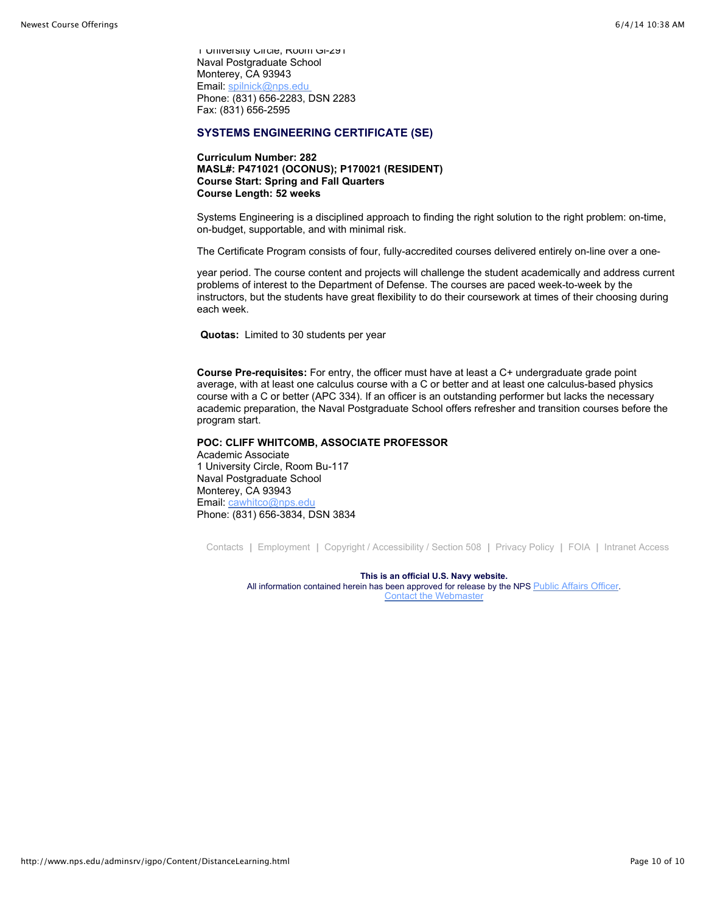1 University Circle, Room GI-291
Naval Postgraduate School
Monterey, CA 93943
Email: spilnick@nps.edu
Phone: (831) 656-2283, DSN 2283
Fax: (831) 656-2595

### SYSTEMS ENGINEERING CERTIFICATE (SE)

**Curriculum Number: 282**
**MASL#: P471021 (OCONUS); P170021 (RESIDENT)**
**Course Start: Spring and Fall Quarters**
**Course Length: 52 weeks**

Systems Engineering is a disciplined approach to finding the right solution to the right problem: on-time, on-budget, supportable, and with minimal risk.

The Certificate Program consists of four, fully-accredited courses delivered entirely on-line over a one-year period. The course content and projects will challenge the student academically and address current problems of interest to the Department of Defense. The courses are paced week-to-week by the instructors, but the students have great flexibility to do their coursework at times of their choosing during each week.

**Quotas:** Limited to 30 students per year

**Course Pre-requisites:** For entry, the officer must have at least a C+ undergraduate grade point average, with at least one calculus course with a C or better and at least one calculus-based physics course with a C or better (APC 334). If an officer is an outstanding performer but lacks the necessary academic preparation, the Naval Postgraduate School offers refresher and transition courses before the program start.

**POC: CLIFF WHITCOMB, ASSOCIATE PROFESSOR**
Academic Associate
1 University Circle, Room Bu-117
Naval Postgraduate School
Monterey, CA 93943
Email: cawhitco@nps.edu
Phone: (831) 656-3834, DSN 3834

Contacts | Employment | Copyright / Accessibility / Section 508 | Privacy Policy | FOIA | Intranet Access

**This is an official U.S. Navy website.**
All information contained herein has been approved for release by the NPS Public Affairs Officer.
Contact the Webmaster